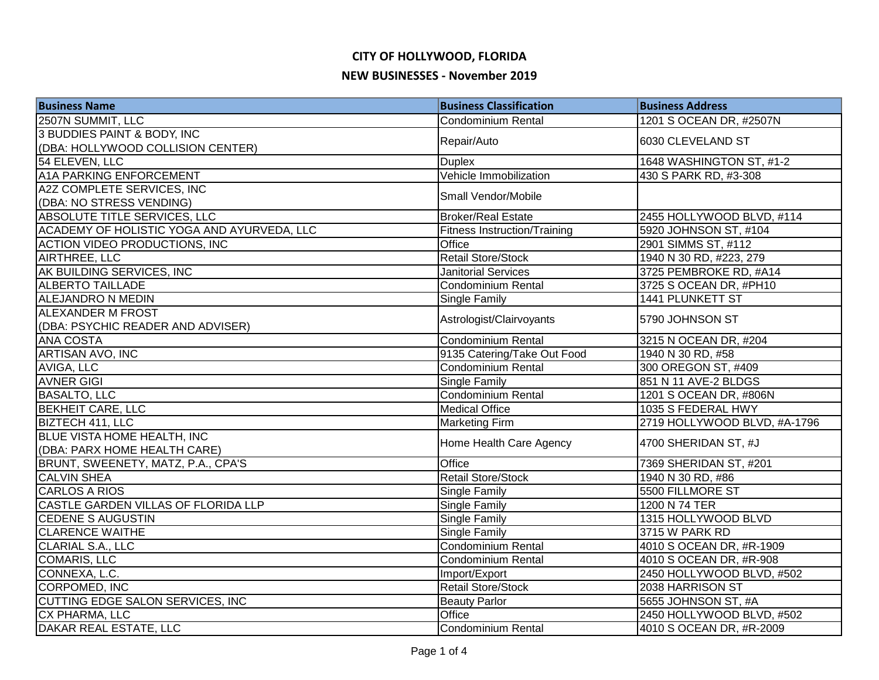# CITY OF HOLLYWOOD, FLORIDA

## NEW BUSINESSES - November 2019

| Business Name | Business Classification | Business Address |
|---|---|---|
| 2507N SUMMIT, LLC | Condominium Rental | 1201 S OCEAN DR, #2507N |
| 3 BUDDIES PAINT & BODY, INC (DBA: HOLLYWOOD COLLISION CENTER) | Repair/Auto | 6030 CLEVELAND ST |
| 54 ELEVEN, LLC | Duplex | 1648 WASHINGTON ST, #1-2 |
| A1A PARKING ENFORCEMENT | Vehicle Immobilization | 430 S PARK RD, #3-308 |
| A2Z COMPLETE SERVICES, INC (DBA: NO STRESS VENDING) | Small Vendor/Mobile | |
| ABSOLUTE TITLE SERVICES, LLC | Broker/Real Estate | 2455 HOLLYWOOD BLVD, #114 |
| ACADEMY OF HOLISTIC YOGA AND AYURVEDA, LLC | Fitness Instruction/Training | 5920 JOHNSON ST, #104 |
| ACTION VIDEO PRODUCTIONS, INC | Office | 2901 SIMMS ST, #112 |
| AIRTHREE, LLC | Retail Store/Stock | 1940 N 30 RD, #223, 279 |
| AK BUILDING SERVICES, INC | Janitorial Services | 3725 PEMBROKE RD, #A14 |
| ALBERTO TAILLADE | Condominium Rental | 3725 S OCEAN DR, #PH10 |
| ALEJANDRO N MEDIN | Single Family | 1441 PLUNKETT ST |
| ALEXANDER M FROST (DBA: PSYCHIC READER AND ADVISER) | Astrologist/Clairvoyants | 5790 JOHNSON ST |
| ANA COSTA | Condominium Rental | 3215 N OCEAN DR, #204 |
| ARTISAN AVO, INC | 9135 Catering/Take Out Food | 1940 N 30 RD, #58 |
| AVIGA, LLC | Condominium Rental | 300 OREGON ST, #409 |
| AVNER GIGI | Single Family | 851 N 11 AVE-2 BLDGS |
| BASALTO, LLC | Condominium Rental | 1201 S OCEAN DR, #806N |
| BEKHEIT CARE, LLC | Medical Office | 1035 S FEDERAL HWY |
| BIZTECH 411, LLC | Marketing Firm | 2719 HOLLYWOOD BLVD, #A-1796 |
| BLUE VISTA HOME HEALTH, INC (DBA: PARX HOME HEALTH CARE) | Home Health Care Agency | 4700 SHERIDAN ST, #J |
| BRUNT, SWEENETY, MATZ, P.A., CPA'S | Office | 7369 SHERIDAN ST, #201 |
| CALVIN SHEA | Retail Store/Stock | 1940 N 30 RD, #86 |
| CARLOS A RIOS | Single Family | 5500 FILLMORE ST |
| CASTLE GARDEN VILLAS OF FLORIDA LLP | Single Family | 1200 N 74 TER |
| CEDENE S AUGUSTIN | Single Family | 1315 HOLLYWOOD BLVD |
| CLARENCE WAITHE | Single Family | 3715 W PARK RD |
| CLARIAL S.A., LLC | Condominium Rental | 4010 S OCEAN DR, #R-1909 |
| COMARIS, LLC | Condominium Rental | 4010 S OCEAN DR, #R-908 |
| CONNEXA, L.C. | Import/Export | 2450 HOLLYWOOD BLVD, #502 |
| CORPOMED, INC | Retail Store/Stock | 2038 HARRISON ST |
| CUTTING EDGE SALON SERVICES, INC | Beauty Parlor | 5655 JOHNSON ST, #A |
| CX PHARMA, LLC | Office | 2450 HOLLYWOOD BLVD, #502 |
| DAKAR REAL ESTATE, LLC | Condominium Rental | 4010 S OCEAN DR, #R-2009 |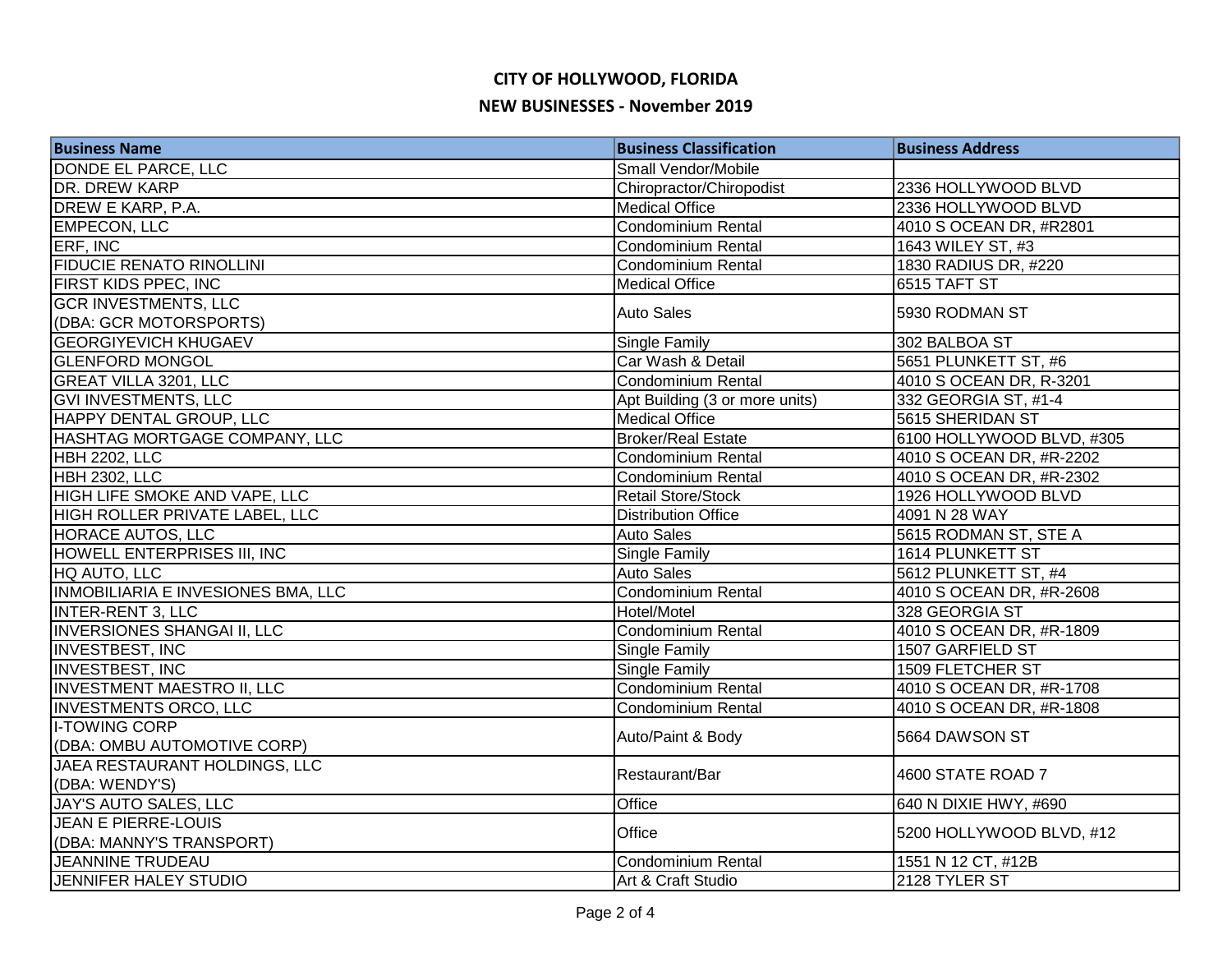# CITY OF HOLLYWOOD, FLORIDA

## NEW BUSINESSES - November 2019

| Business Name | Business Classification | Business Address |
|---|---|---|
| DONDE EL PARCE, LLC | Small Vendor/Mobile | |
| DR. DREW KARP | Chiropractor/Chiropodist | 2336 HOLLYWOOD BLVD |
| DREW E KARP, P.A. | Medical Office | 2336 HOLLYWOOD BLVD |
| EMPECON, LLC | Condominium Rental | 4010 S OCEAN DR, #R2801 |
| ERF, INC | Condominium Rental | 1643 WILEY ST, #3 |
| FIDUCIE RENATO RINOLLINI | Condominium Rental | 1830 RADIUS DR, #220 |
| FIRST KIDS PPEC, INC | Medical Office | 6515 TAFT ST |
| GCR INVESTMENTS, LLC (DBA: GCR MOTORSPORTS) | Auto Sales | 5930 RODMAN ST |
| GEORGIYEVICH KHUGAEV | Single Family | 302 BALBOA ST |
| GLENFORD MONGOL | Car Wash & Detail | 5651 PLUNKETT ST, #6 |
| GREAT VILLA 3201, LLC | Condominium Rental | 4010 S OCEAN DR, R-3201 |
| GVI INVESTMENTS, LLC | Apt Building (3 or more units) | 332 GEORGIA ST, #1-4 |
| HAPPY DENTAL GROUP, LLC | Medical Office | 5615 SHERIDAN ST |
| HASHTAG MORTGAGE COMPANY, LLC | Broker/Real Estate | 6100 HOLLYWOOD BLVD, #305 |
| HBH 2202, LLC | Condominium Rental | 4010 S OCEAN DR, #R-2202 |
| HBH 2302, LLC | Condominium Rental | 4010 S OCEAN DR, #R-2302 |
| HIGH LIFE SMOKE AND VAPE, LLC | Retail Store/Stock | 1926 HOLLYWOOD BLVD |
| HIGH ROLLER PRIVATE LABEL, LLC | Distribution Office | 4091 N 28 WAY |
| HORACE AUTOS, LLC | Auto Sales | 5615 RODMAN ST, STE A |
| HOWELL ENTERPRISES III, INC | Single Family | 1614 PLUNKETT ST |
| HQ AUTO, LLC | Auto Sales | 5612 PLUNKETT ST, #4 |
| INMOBILIARIA E INVESIONES BMA, LLC | Condominium Rental | 4010 S OCEAN DR, #R-2608 |
| INTER-RENT 3, LLC | Hotel/Motel | 328 GEORGIA ST |
| INVERSIONES SHANGAI II, LLC | Condominium Rental | 4010 S OCEAN DR, #R-1809 |
| INVESTBEST, INC | Single Family | 1507 GARFIELD ST |
| INVESTBEST, INC | Single Family | 1509 FLETCHER ST |
| INVESTMENT MAESTRO II, LLC | Condominium Rental | 4010 S OCEAN DR, #R-1708 |
| INVESTMENTS ORCO, LLC | Condominium Rental | 4010 S OCEAN DR, #R-1808 |
| I-TOWING CORP (DBA: OMBU AUTOMOTIVE CORP) | Auto/Paint & Body | 5664 DAWSON ST |
| JAEA RESTAURANT HOLDINGS, LLC (DBA: WENDY'S) | Restaurant/Bar | 4600 STATE ROAD 7 |
| JAY'S AUTO SALES, LLC | Office | 640 N DIXIE HWY, #690 |
| JEAN E PIERRE-LOUIS (DBA: MANNY'S TRANSPORT) | Office | 5200 HOLLYWOOD BLVD, #12 |
| JEANNINE TRUDEAU | Condominium Rental | 1551 N 12 CT, #12B |
| JENNIFER HALEY STUDIO | Art & Craft Studio | 2128 TYLER ST |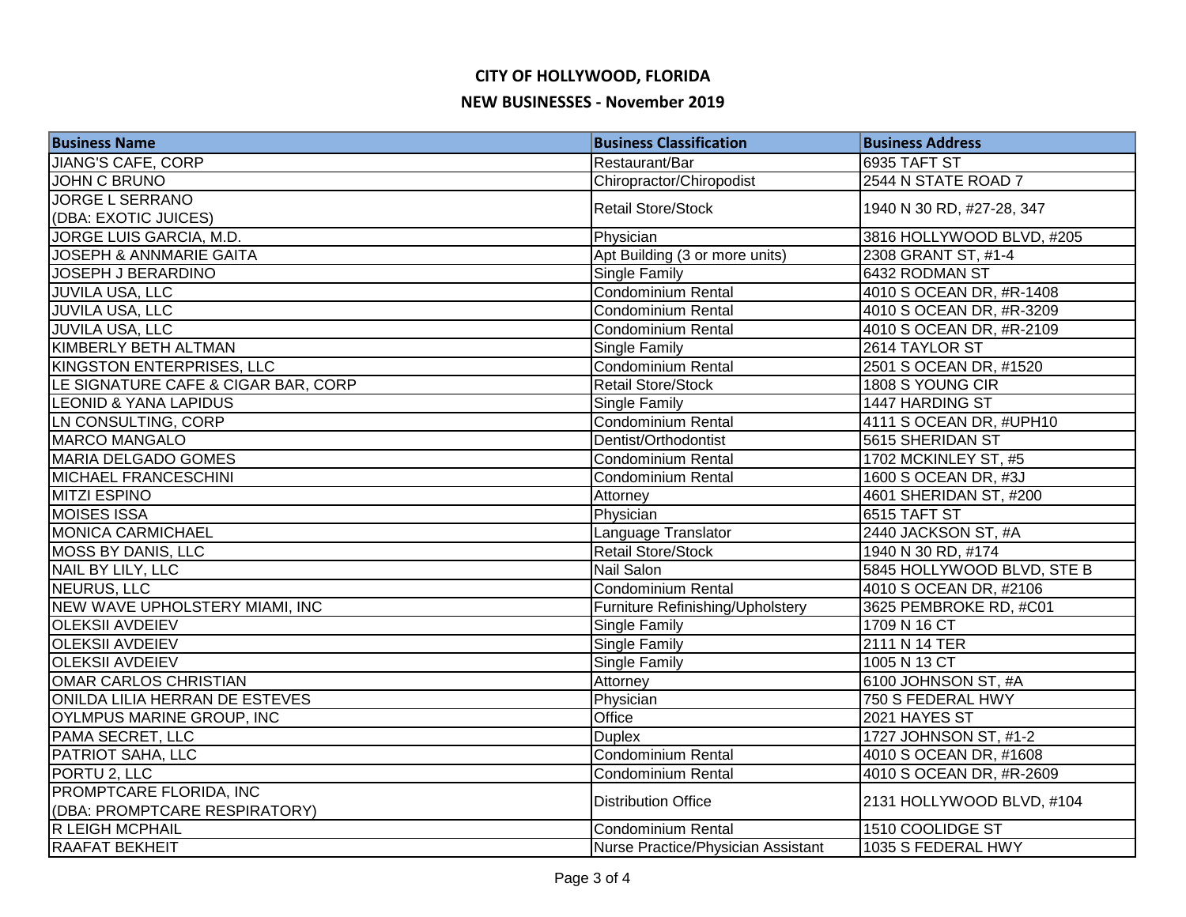# CITY OF HOLLYWOOD, FLORIDA

## NEW BUSINESSES - November 2019

| Business Name | Business Classification | Business Address |
| --- | --- | --- |
| JIANG'S CAFE, CORP | Restaurant/Bar | 6935 TAFT ST |
| JOHN C BRUNO | Chiropractor/Chiropodist | 2544 N STATE ROAD 7 |
| JORGE L SERRANO (DBA: EXOTIC JUICES) | Retail Store/Stock | 1940 N 30 RD, #27-28, 347 |
| JORGE LUIS GARCIA, M.D. | Physician | 3816 HOLLYWOOD BLVD, #205 |
| JOSEPH & ANNMARIE GAITA | Apt Building (3 or more units) | 2308 GRANT ST, #1-4 |
| JOSEPH J BERARDINO | Single Family | 6432 RODMAN ST |
| JUVILA USA, LLC | Condominium Rental | 4010 S OCEAN DR, #R-1408 |
| JUVILA USA, LLC | Condominium Rental | 4010 S OCEAN DR, #R-3209 |
| JUVILA USA, LLC | Condominium Rental | 4010 S OCEAN DR, #R-2109 |
| KIMBERLY BETH ALTMAN | Single Family | 2614 TAYLOR ST |
| KINGSTON ENTERPRISES, LLC | Condominium Rental | 2501 S OCEAN DR, #1520 |
| LE SIGNATURE CAFE & CIGAR BAR, CORP | Retail Store/Stock | 1808 S YOUNG CIR |
| LEONID & YANA LAPIDUS | Single Family | 1447 HARDING ST |
| LN CONSULTING, CORP | Condominium Rental | 4111 S OCEAN DR, #UPH10 |
| MARCO MANGALO | Dentist/Orthodontist | 5615 SHERIDAN ST |
| MARIA DELGADO GOMES | Condominium Rental | 1702 MCKINLEY ST, #5 |
| MICHAEL FRANCESCHINI | Condominium Rental | 1600 S OCEAN DR, #3J |
| MITZI ESPINO | Attorney | 4601 SHERIDAN ST, #200 |
| MOISES ISSA | Physician | 6515 TAFT ST |
| MONICA CARMICHAEL | Language Translator | 2440 JACKSON ST, #A |
| MOSS BY DANIS, LLC | Retail Store/Stock | 1940 N 30 RD, #174 |
| NAIL BY LILY, LLC | Nail Salon | 5845 HOLLYWOOD BLVD, STE B |
| NEURUS, LLC | Condominium Rental | 4010 S OCEAN DR, #2106 |
| NEW WAVE UPHOLSTERY MIAMI, INC | Furniture Refinishing/Upholstery | 3625 PEMBROKE RD, #C01 |
| OLEKSII AVDEIEV | Single Family | 1709 N 16 CT |
| OLEKSII AVDEIEV | Single Family | 2111 N 14 TER |
| OLEKSII AVDEIEV | Single Family | 1005 N 13 CT |
| OMAR CARLOS CHRISTIAN | Attorney | 6100 JOHNSON ST, #A |
| ONILDA LILIA HERRAN DE ESTEVES | Physician | 750 S FEDERAL HWY |
| OYLMPUS MARINE GROUP, INC | Office | 2021 HAYES ST |
| PAMA SECRET, LLC | Duplex | 1727 JOHNSON ST, #1-2 |
| PATRIOT SAHA, LLC | Condominium Rental | 4010 S OCEAN DR, #1608 |
| PORTU 2, LLC | Condominium Rental | 4010 S OCEAN DR, #R-2609 |
| PROMPTCARE FLORIDA, INC (DBA: PROMPTCARE RESPIRATORY) | Distribution Office | 2131 HOLLYWOOD BLVD, #104 |
| R LEIGH MCPHAIL | Condominium Rental | 1510 COOLIDGE ST |
| RAAFAT BEKHEIT | Nurse Practice/Physician Assistant | 1035 S FEDERAL HWY |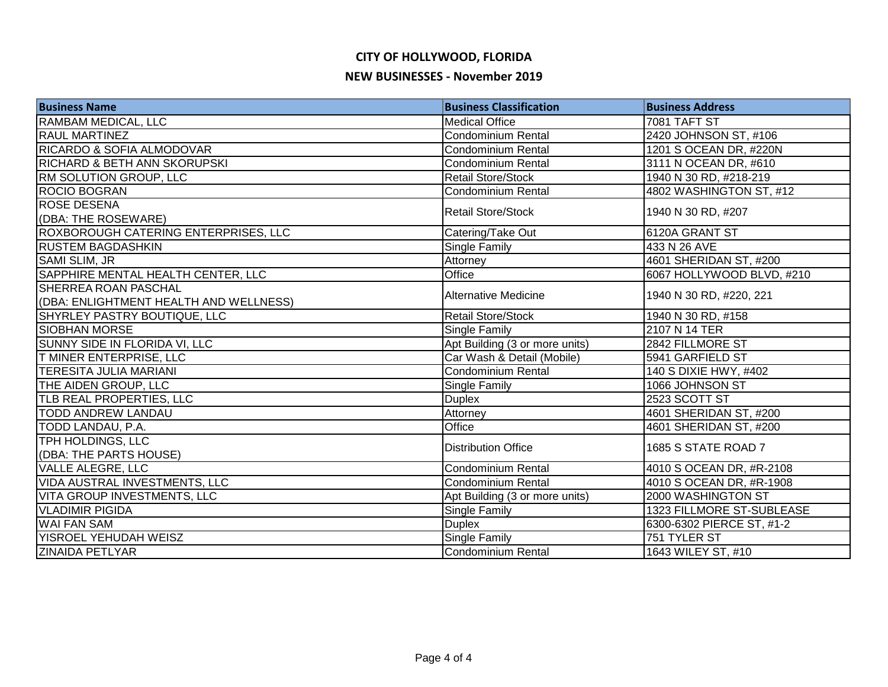# CITY OF HOLLYWOOD, FLORIDA

## NEW BUSINESSES - November 2019

| Business Name | Business Classification | Business Address |
| --- | --- | --- |
| RAMBAM MEDICAL, LLC | Medical Office | 7081 TAFT ST |
| RAUL MARTINEZ | Condominium Rental | 2420 JOHNSON ST, #106 |
| RICARDO & SOFIA ALMODOVAR | Condominium Rental | 1201 S OCEAN DR, #220N |
| RICHARD & BETH ANN SKORUPSKI | Condominium Rental | 3111 N OCEAN DR, #610 |
| RM SOLUTION GROUP, LLC | Retail Store/Stock | 1940 N 30 RD, #218-219 |
| ROCIO BOGRAN | Condominium Rental | 4802 WASHINGTON ST, #12 |
| ROSE DESENA (DBA: THE ROSEWARE) | Retail Store/Stock | 1940 N 30 RD, #207 |
| ROXBOROUGH CATERING ENTERPRISES, LLC | Catering/Take Out | 6120A GRANT ST |
| RUSTEM BAGDASHKIN | Single Family | 433 N 26 AVE |
| SAMI SLIM, JR | Attorney | 4601 SHERIDAN ST, #200 |
| SAPPHIRE MENTAL HEALTH CENTER, LLC | Office | 6067 HOLLYWOOD BLVD, #210 |
| SHERREA ROAN PASCHAL (DBA: ENLIGHTMENT HEALTH AND WELLNESS) | Alternative Medicine | 1940 N 30 RD, #220, 221 |
| SHYRLEY PASTRY BOUTIQUE, LLC | Retail Store/Stock | 1940 N 30 RD, #158 |
| SIOBHAN MORSE | Single Family | 2107 N 14 TER |
| SUNNY SIDE IN FLORIDA VI, LLC | Apt Building (3 or more units) | 2842 FILLMORE ST |
| T MINER ENTERPRISE, LLC | Car Wash & Detail (Mobile) | 5941 GARFIELD ST |
| TERESITA JULIA MARIANI | Condominium Rental | 140 S DIXIE HWY, #402 |
| THE AIDEN GROUP, LLC | Single Family | 1066 JOHNSON ST |
| TLB REAL PROPERTIES, LLC | Duplex | 2523 SCOTT ST |
| TODD ANDREW LANDAU | Attorney | 4601 SHERIDAN ST, #200 |
| TODD LANDAU, P.A. | Office | 4601 SHERIDAN ST, #200 |
| TPH HOLDINGS, LLC (DBA: THE PARTS HOUSE) | Distribution Office | 1685 S STATE ROAD 7 |
| VALLE ALEGRE, LLC | Condominium Rental | 4010 S OCEAN DR, #R-2108 |
| VIDA AUSTRAL INVESTMENTS, LLC | Condominium Rental | 4010 S OCEAN DR, #R-1908 |
| VITA GROUP INVESTMENTS, LLC | Apt Building (3 or more units) | 2000 WASHINGTON ST |
| VLADIMIR PIGIDA | Single Family | 1323 FILLMORE ST-SUBLEASE |
| WAI FAN SAM | Duplex | 6300-6302 PIERCE ST, #1-2 |
| YISROEL YEHUDAH WEISZ | Single Family | 751 TYLER ST |
| ZINAIDA PETLYAR | Condominium Rental | 1643 WILEY ST, #10 |